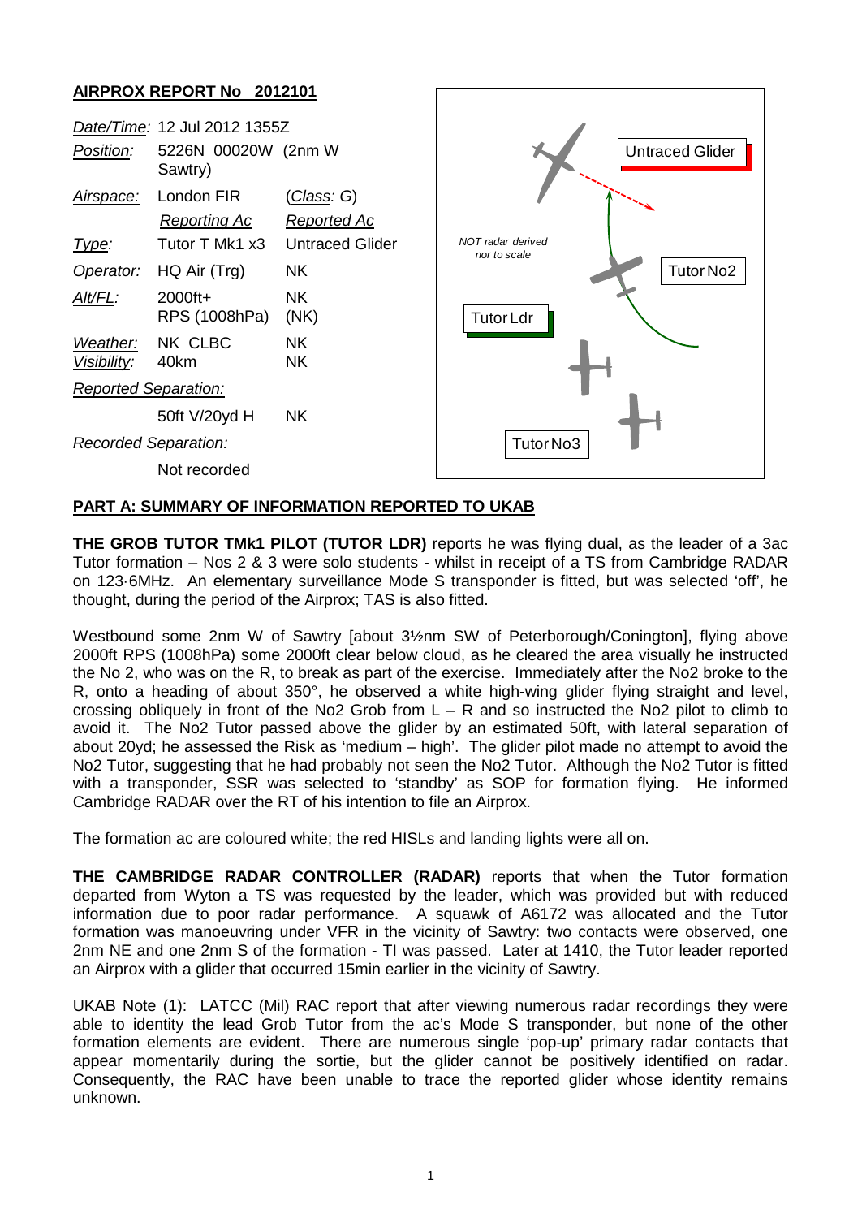## AIRPROX REPORT No 2012101

| | | |
|---|---|---|
| *Date/Time:* | 12 Jul 2012 1355Z | |
| *Position:* | 5226N 00020W (2nm W Sawtry) | |
| *Airspace:* | London FIR | (*Class:* G) |
| | *Reporting Ac* | *Reported Ac* |
| *Type:* | Tutor T Mk1 x3 | Untraced Glider |
| *Operator:* | HQ Air (Trg) | NK |
| *Alt/FL:* | 2000ft+ RPS (1008hPa) | NK (NK) |
| *Weather:* | NK CLBC | NK |
| *Visibility:* | 40km | NK |
| *Reported Separation:* | | |
| | 50ft V/20yd H | NK |
| *Recorded Separation:* | | |
| | Not recorded | |

Untraced Glider

*NOT radar derived nor to scale*

Tutor No2

Tutor Ldr

Tutor No3

### PART A: SUMMARY OF INFORMATION REPORTED TO UKAB

**THE GROB TUTOR TMk1 PILOT (TUTOR LDR)** reports he was flying dual, as the leader of a 3ac Tutor formation – Nos 2 & 3 were solo students - whilst in receipt of a TS from Cambridge RADAR on 123·6MHz. An elementary surveillance Mode S transponder is fitted, but was selected 'off', he thought, during the period of the Airprox; TAS is also fitted.

Westbound some 2nm W of Sawtry [about 3½nm SW of Peterborough/Conington], flying above 2000ft RPS (1008hPa) some 2000ft clear below cloud, as he cleared the area visually he instructed the No 2, who was on the R, to break as part of the exercise. Immediately after the No2 broke to the R, onto a heading of about 350°, he observed a white high-wing glider flying straight and level, crossing obliquely in front of the No2 Grob from L – R and so instructed the No2 pilot to climb to avoid it. The No2 Tutor passed above the glider by an estimated 50ft, with lateral separation of about 20yd; he assessed the Risk as 'medium – high'. The glider pilot made no attempt to avoid the No2 Tutor, suggesting that he had probably not seen the No2 Tutor. Although the No2 Tutor is fitted with a transponder, SSR was selected to 'standby' as SOP for formation flying. He informed Cambridge RADAR over the RT of his intention to file an Airprox.

The formation ac are coloured white; the red HISLs and landing lights were all on.

**THE CAMBRIDGE RADAR CONTROLLER (RADAR)** reports that when the Tutor formation departed from Wyton a TS was requested by the leader, which was provided but with reduced information due to poor radar performance. A squawk of A6172 was allocated and the Tutor formation was manoeuvring under VFR in the vicinity of Sawtry: two contacts were observed, one 2nm NE and one 2nm S of the formation - TI was passed. Later at 1410, the Tutor leader reported an Airprox with a glider that occurred 15min earlier in the vicinity of Sawtry.

UKAB Note (1): LATCC (Mil) RAC report that after viewing numerous radar recordings they were able to identity the lead Grob Tutor from the ac's Mode S transponder, but none of the other formation elements are evident. There are numerous single 'pop-up' primary radar contacts that appear momentarily during the sortie, but the glider cannot be positively identified on radar. Consequently, the RAC have been unable to trace the reported glider whose identity remains unknown.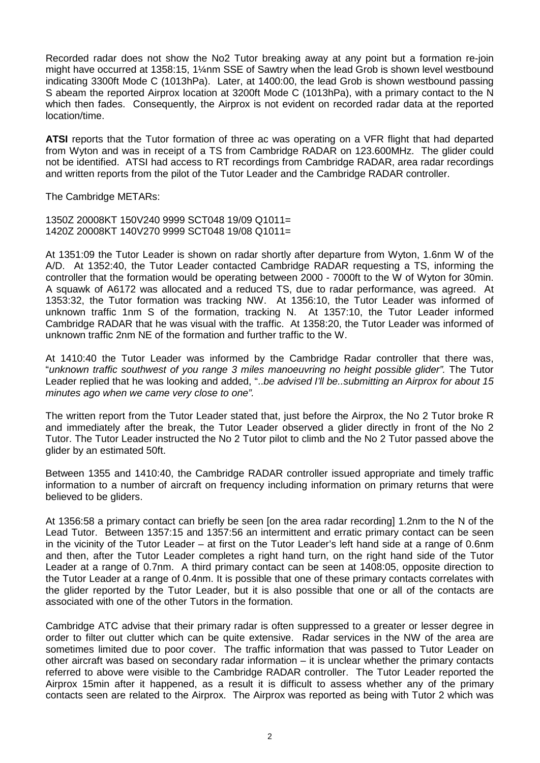Recorded radar does not show the No2 Tutor breaking away at any point but a formation re-join might have occurred at 1358:15, 1¼nm SSE of Sawtry when the lead Grob is shown level westbound indicating 3300ft Mode C (1013hPa). Later, at 1400:00, the lead Grob is shown westbound passing S abeam the reported Airprox location at 3200ft Mode C (1013hPa), with a primary contact to the N which then fades. Consequently, the Airprox is not evident on recorded radar data at the reported location/time.

**ATSI** reports that the Tutor formation of three ac was operating on a VFR flight that had departed from Wyton and was in receipt of a TS from Cambridge RADAR on 123.600MHz. The glider could not be identified. ATSI had access to RT recordings from Cambridge RADAR, area radar recordings and written reports from the pilot of the Tutor Leader and the Cambridge RADAR controller.

The Cambridge METARs:

1350Z 20008KT 150V240 9999 SCT048 19/09 Q1011=
1420Z 20008KT 140V270 9999 SCT048 19/08 Q1011=

At 1351:09 the Tutor Leader is shown on radar shortly after departure from Wyton, 1.6nm W of the A/D. At 1352:40, the Tutor Leader contacted Cambridge RADAR requesting a TS, informing the controller that the formation would be operating between 2000 - 7000ft to the W of Wyton for 30min. A squawk of A6172 was allocated and a reduced TS, due to radar performance, was agreed. At 1353:32, the Tutor formation was tracking NW. At 1356:10, the Tutor Leader was informed of unknown traffic 1nm S of the formation, tracking N. At 1357:10, the Tutor Leader informed Cambridge RADAR that he was visual with the traffic. At 1358:20, the Tutor Leader was informed of unknown traffic 2nm NE of the formation and further traffic to the W.

At 1410:40 the Tutor Leader was informed by the Cambridge Radar controller that there was, "*unknown traffic southwest of you range 3 miles manoeuvring no height possible glider".* The Tutor Leader replied that he was looking and added, "..*be advised I'll be..submitting an Airprox for about 15 minutes ago when we came very close to one".*

The written report from the Tutor Leader stated that, just before the Airprox, the No 2 Tutor broke R and immediately after the break, the Tutor Leader observed a glider directly in front of the No 2 Tutor. The Tutor Leader instructed the No 2 Tutor pilot to climb and the No 2 Tutor passed above the glider by an estimated 50ft.

Between 1355 and 1410:40, the Cambridge RADAR controller issued appropriate and timely traffic information to a number of aircraft on frequency including information on primary returns that were believed to be gliders.

At 1356:58 a primary contact can briefly be seen [on the area radar recording] 1.2nm to the N of the Lead Tutor. Between 1357:15 and 1357:56 an intermittent and erratic primary contact can be seen in the vicinity of the Tutor Leader – at first on the Tutor Leader's left hand side at a range of 0.6nm and then, after the Tutor Leader completes a right hand turn, on the right hand side of the Tutor Leader at a range of 0.7nm. A third primary contact can be seen at 1408:05, opposite direction to the Tutor Leader at a range of 0.4nm. It is possible that one of these primary contacts correlates with the glider reported by the Tutor Leader, but it is also possible that one or all of the contacts are associated with one of the other Tutors in the formation.

Cambridge ATC advise that their primary radar is often suppressed to a greater or lesser degree in order to filter out clutter which can be quite extensive. Radar services in the NW of the area are sometimes limited due to poor cover. The traffic information that was passed to Tutor Leader on other aircraft was based on secondary radar information – it is unclear whether the primary contacts referred to above were visible to the Cambridge RADAR controller. The Tutor Leader reported the Airprox 15min after it happened, as a result it is difficult to assess whether any of the primary contacts seen are related to the Airprox. The Airprox was reported as being with Tutor 2 which was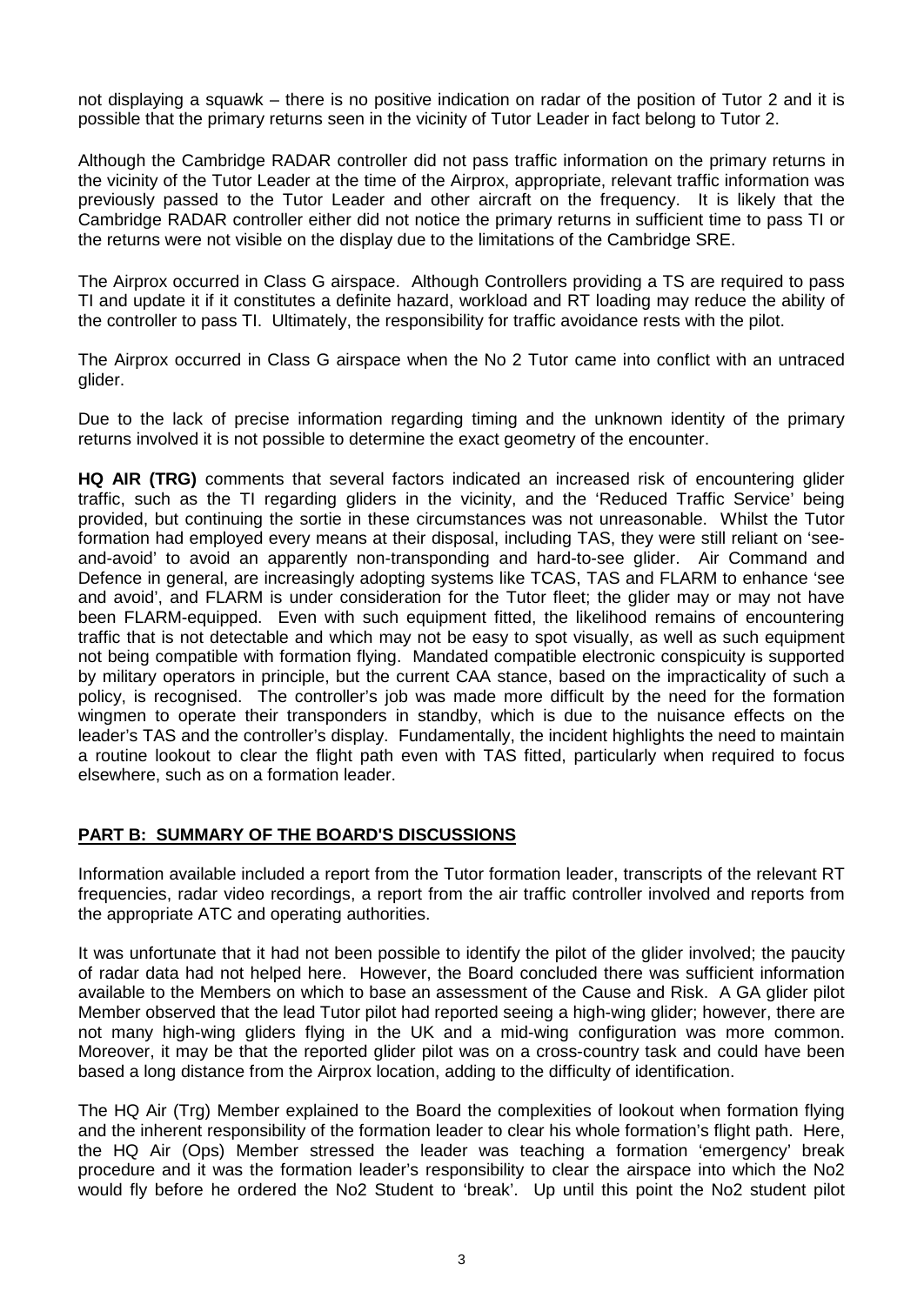not displaying a squawk – there is no positive indication on radar of the position of Tutor 2 and it is possible that the primary returns seen in the vicinity of Tutor Leader in fact belong to Tutor 2.

Although the Cambridge RADAR controller did not pass traffic information on the primary returns in the vicinity of the Tutor Leader at the time of the Airprox, appropriate, relevant traffic information was previously passed to the Tutor Leader and other aircraft on the frequency. It is likely that the Cambridge RADAR controller either did not notice the primary returns in sufficient time to pass TI or the returns were not visible on the display due to the limitations of the Cambridge SRE.

The Airprox occurred in Class G airspace. Although Controllers providing a TS are required to pass TI and update it if it constitutes a definite hazard, workload and RT loading may reduce the ability of the controller to pass TI. Ultimately, the responsibility for traffic avoidance rests with the pilot.

The Airprox occurred in Class G airspace when the No 2 Tutor came into conflict with an untraced glider.

Due to the lack of precise information regarding timing and the unknown identity of the primary returns involved it is not possible to determine the exact geometry of the encounter.

**HQ AIR (TRG)** comments that several factors indicated an increased risk of encountering glider traffic, such as the TI regarding gliders in the vicinity, and the 'Reduced Traffic Service' being provided, but continuing the sortie in these circumstances was not unreasonable. Whilst the Tutor formation had employed every means at their disposal, including TAS, they were still reliant on 'see-and-avoid' to avoid an apparently non-transponding and hard-to-see glider. Air Command and Defence in general, are increasingly adopting systems like TCAS, TAS and FLARM to enhance 'see and avoid', and FLARM is under consideration for the Tutor fleet; the glider may or may not have been FLARM-equipped. Even with such equipment fitted, the likelihood remains of encountering traffic that is not detectable and which may not be easy to spot visually, as well as such equipment not being compatible with formation flying. Mandated compatible electronic conspicuity is supported by military operators in principle, but the current CAA stance, based on the impracticality of such a policy, is recognised. The controller's job was made more difficult by the need for the formation wingmen to operate their transponders in standby, which is due to the nuisance effects on the leader's TAS and the controller's display. Fundamentally, the incident highlights the need to maintain a routine lookout to clear the flight path even with TAS fitted, particularly when required to focus elsewhere, such as on a formation leader.

## PART B: SUMMARY OF THE BOARD'S DISCUSSIONS

Information available included a report from the Tutor formation leader, transcripts of the relevant RT frequencies, radar video recordings, a report from the air traffic controller involved and reports from the appropriate ATC and operating authorities.

It was unfortunate that it had not been possible to identify the pilot of the glider involved; the paucity of radar data had not helped here. However, the Board concluded there was sufficient information available to the Members on which to base an assessment of the Cause and Risk. A GA glider pilot Member observed that the lead Tutor pilot had reported seeing a high-wing glider; however, there are not many high-wing gliders flying in the UK and a mid-wing configuration was more common. Moreover, it may be that the reported glider pilot was on a cross-country task and could have been based a long distance from the Airprox location, adding to the difficulty of identification.

The HQ Air (Trg) Member explained to the Board the complexities of lookout when formation flying and the inherent responsibility of the formation leader to clear his whole formation's flight path. Here, the HQ Air (Ops) Member stressed the leader was teaching a formation 'emergency' break procedure and it was the formation leader's responsibility to clear the airspace into which the No2 would fly before he ordered the No2 Student to 'break'. Up until this point the No2 student pilot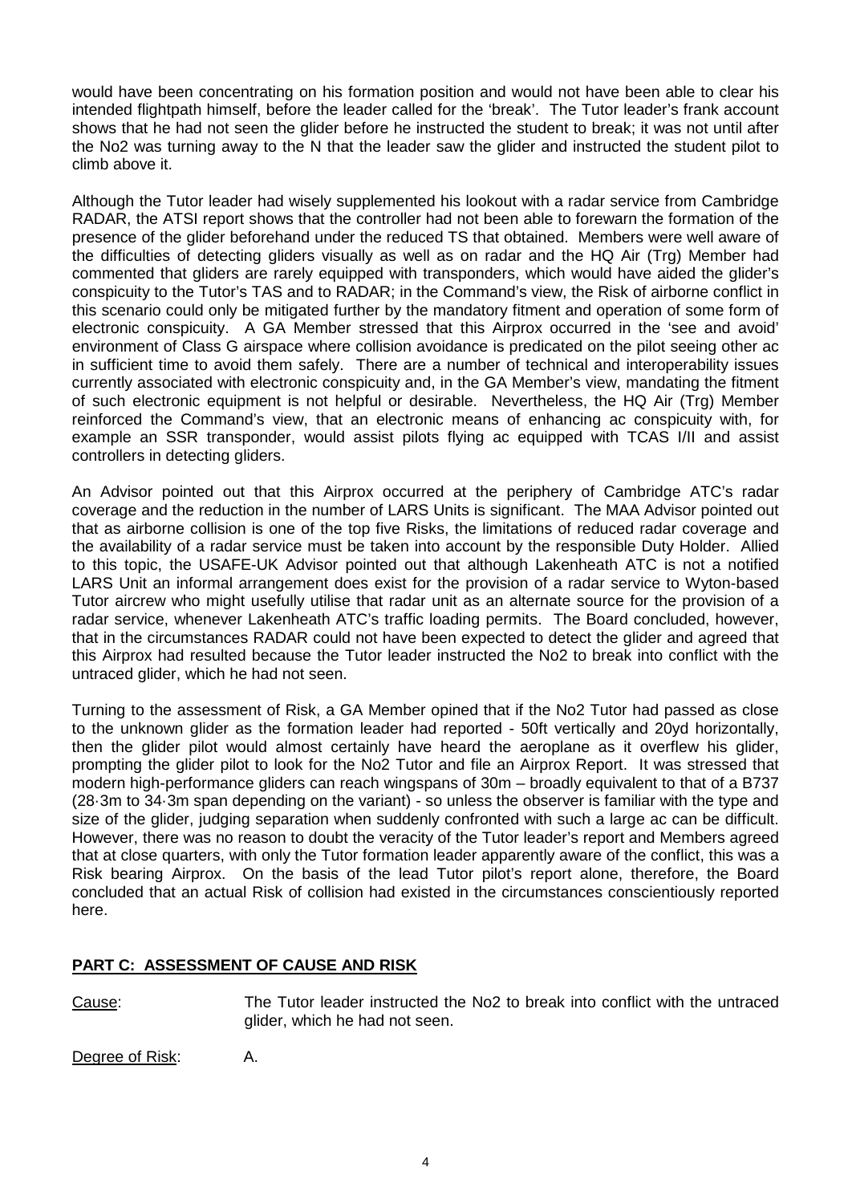would have been concentrating on his formation position and would not have been able to clear his intended flightpath himself, before the leader called for the 'break'. The Tutor leader's frank account shows that he had not seen the glider before he instructed the student to break; it was not until after the No2 was turning away to the N that the leader saw the glider and instructed the student pilot to climb above it.

Although the Tutor leader had wisely supplemented his lookout with a radar service from Cambridge RADAR, the ATSI report shows that the controller had not been able to forewarn the formation of the presence of the glider beforehand under the reduced TS that obtained. Members were well aware of the difficulties of detecting gliders visually as well as on radar and the HQ Air (Trg) Member had commented that gliders are rarely equipped with transponders, which would have aided the glider's conspicuity to the Tutor's TAS and to RADAR; in the Command's view, the Risk of airborne conflict in this scenario could only be mitigated further by the mandatory fitment and operation of some form of electronic conspicuity. A GA Member stressed that this Airprox occurred in the 'see and avoid' environment of Class G airspace where collision avoidance is predicated on the pilot seeing other ac in sufficient time to avoid them safely. There are a number of technical and interoperability issues currently associated with electronic conspicuity and, in the GA Member's view, mandating the fitment of such electronic equipment is not helpful or desirable. Nevertheless, the HQ Air (Trg) Member reinforced the Command's view, that an electronic means of enhancing ac conspicuity with, for example an SSR transponder, would assist pilots flying ac equipped with TCAS I/II and assist controllers in detecting gliders.

An Advisor pointed out that this Airprox occurred at the periphery of Cambridge ATC's radar coverage and the reduction in the number of LARS Units is significant. The MAA Advisor pointed out that as airborne collision is one of the top five Risks, the limitations of reduced radar coverage and the availability of a radar service must be taken into account by the responsible Duty Holder. Allied to this topic, the USAFE-UK Advisor pointed out that although Lakenheath ATC is not a notified LARS Unit an informal arrangement does exist for the provision of a radar service to Wyton-based Tutor aircrew who might usefully utilise that radar unit as an alternate source for the provision of a radar service, whenever Lakenheath ATC's traffic loading permits. The Board concluded, however, that in the circumstances RADAR could not have been expected to detect the glider and agreed that this Airprox had resulted because the Tutor leader instructed the No2 to break into conflict with the untraced glider, which he had not seen.

Turning to the assessment of Risk, a GA Member opined that if the No2 Tutor had passed as close to the unknown glider as the formation leader had reported - 50ft vertically and 20yd horizontally, then the glider pilot would almost certainly have heard the aeroplane as it overflew his glider, prompting the glider pilot to look for the No2 Tutor and file an Airprox Report. It was stressed that modern high-performance gliders can reach wingspans of 30m – broadly equivalent to that of a B737 (28·3m to 34·3m span depending on the variant) - so unless the observer is familiar with the type and size of the glider, judging separation when suddenly confronted with such a large ac can be difficult. However, there was no reason to doubt the veracity of the Tutor leader's report and Members agreed that at close quarters, with only the Tutor formation leader apparently aware of the conflict, this was a Risk bearing Airprox. On the basis of the lead Tutor pilot's report alone, therefore, the Board concluded that an actual Risk of collision had existed in the circumstances conscientiously reported here.

## PART C: ASSESSMENT OF CAUSE AND RISK

Cause: The Tutor leader instructed the No2 to break into conflict with the untraced glider, which he had not seen.

Degree of Risk: A.